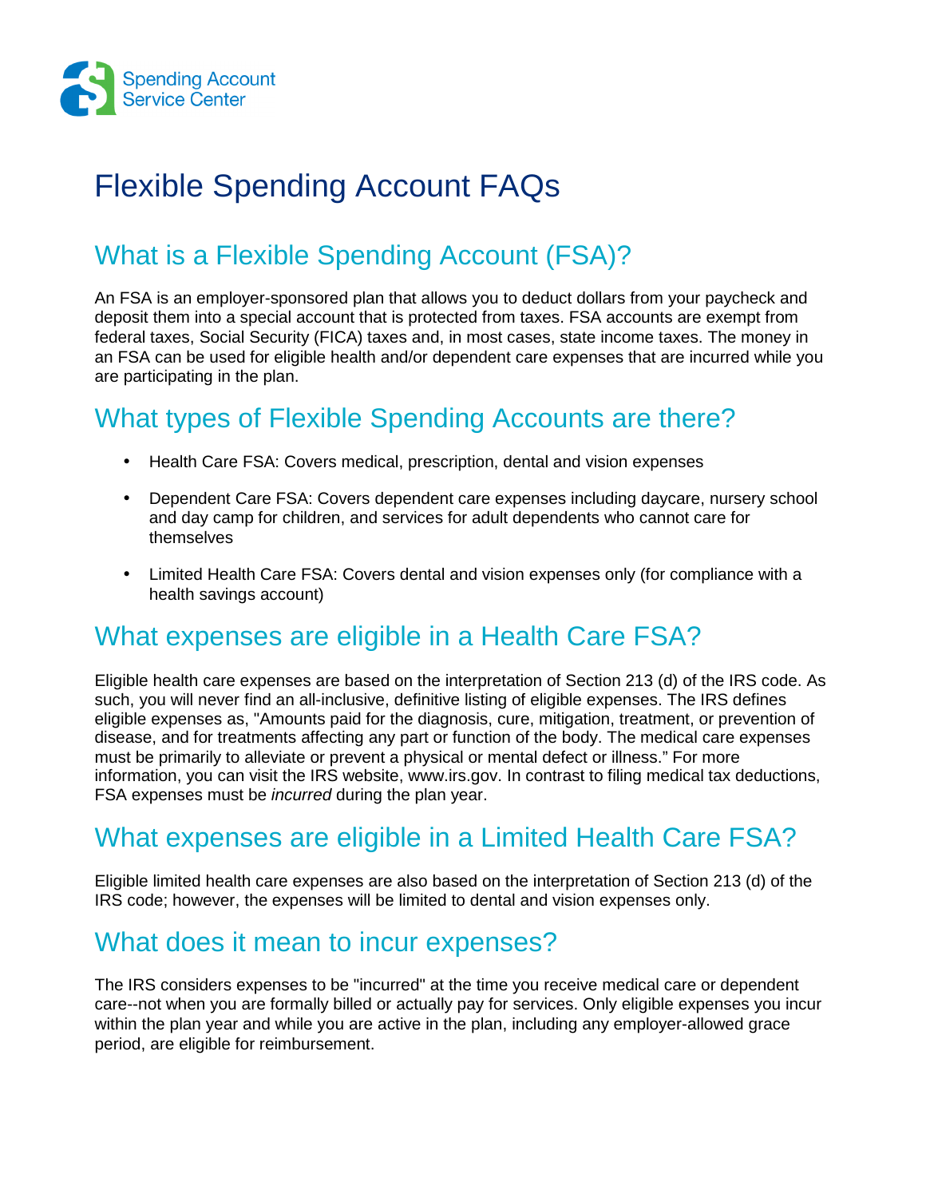Spending Account Service Center

# Flexible Spending Account FAQs

## What is a Flexible Spending Account (FSA)?

An FSA is an employer-sponsored plan that allows you to deduct dollars from your paycheck and deposit them into a special account that is protected from taxes. FSA accounts are exempt from federal taxes, Social Security (FICA) taxes and, in most cases, state income taxes. The money in an FSA can be used for eligible health and/or dependent care expenses that are incurred while you are participating in the plan.

## What types of Flexible Spending Accounts are there?

- Health Care FSA: Covers medical, prescription, dental and vision expenses
- Dependent Care FSA: Covers dependent care expenses including daycare, nursery school and day camp for children, and services for adult dependents who cannot care for themselves
- Limited Health Care FSA: Covers dental and vision expenses only (for compliance with a health savings account)

## What expenses are eligible in a Health Care FSA?

Eligible health care expenses are based on the interpretation of Section 213 (d) of the IRS code. As such, you will never find an all-inclusive, definitive listing of eligible expenses. The IRS defines eligible expenses as, "Amounts paid for the diagnosis, cure, mitigation, treatment, or prevention of disease, and for treatments affecting any part or function of the body. The medical care expenses must be primarily to alleviate or prevent a physical or mental defect or illness." For more information, you can visit the IRS website, www.irs.gov. In contrast to filing medical tax deductions, FSA expenses must be *incurred* during the plan year.

## What expenses are eligible in a Limited Health Care FSA?

Eligible limited health care expenses are also based on the interpretation of Section 213 (d) of the IRS code; however, the expenses will be limited to dental and vision expenses only.

## What does it mean to incur expenses?

The IRS considers expenses to be "incurred" at the time you receive medical care or dependent care--not when you are formally billed or actually pay for services. Only eligible expenses you incur within the plan year and while you are active in the plan, including any employer-allowed grace period, are eligible for reimbursement.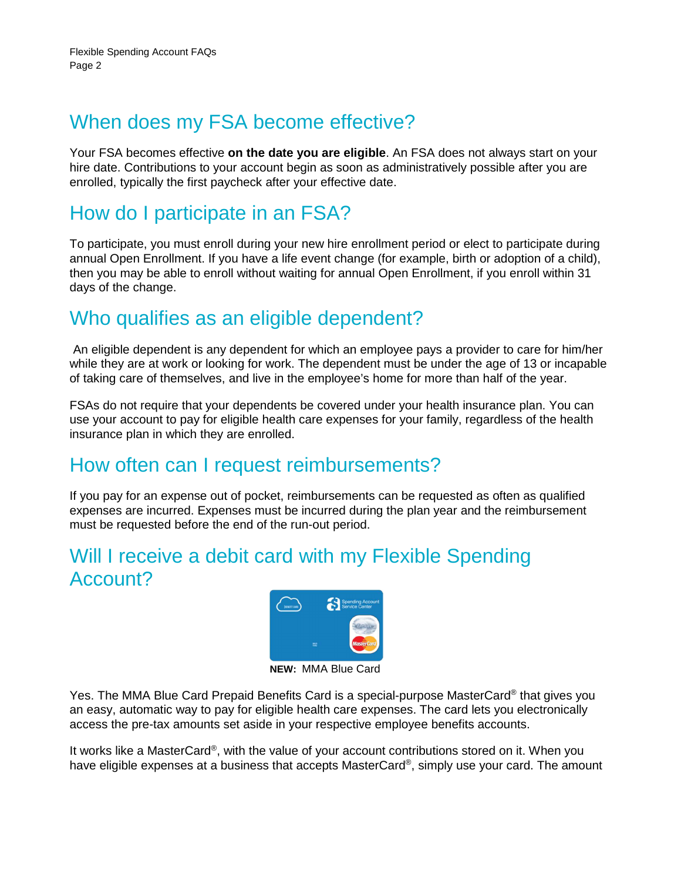## When does my FSA become effective?

Your FSA becomes effective **on the date you are eligible**. An FSA does not always start on your hire date. Contributions to your account begin as soon as administratively possible after you are enrolled, typically the first paycheck after your effective date.

## How do I participate in an FSA?

To participate, you must enroll during your new hire enrollment period or elect to participate during annual Open Enrollment. If you have a life event change (for example, birth or adoption of a child), then you may be able to enroll without waiting for annual Open Enrollment, if you enroll within 31 days of the change.

## Who qualifies as an eligible dependent?

An eligible dependent is any dependent for which an employee pays a provider to care for him/her while they are at work or looking for work. The dependent must be under the age of 13 or incapable of taking care of themselves, and live in the employee's home for more than half of the year.

FSAs do not require that your dependents be covered under your health insurance plan. You can use your account to pay for eligible health care expenses for your family, regardless of the health insurance plan in which they are enrolled.

## How often can I request reimbursements?

If you pay for an expense out of pocket, reimbursements can be requested as often as qualified expenses are incurred. Expenses must be incurred during the plan year and the reimbursement must be requested before the end of the run-out period.

## Will I receive a debit card with my Flexible Spending Account?

**NEW:** MMA Blue Card

Yes. The MMA Blue Card Prepaid Benefits Card is a special-purpose MasterCard® that gives you an easy, automatic way to pay for eligible health care expenses. The card lets you electronically access the pre-tax amounts set aside in your respective employee benefits accounts.

It works like a MasterCard®, with the value of your account contributions stored on it. When you have eligible expenses at a business that accepts MasterCard®, simply use your card. The amount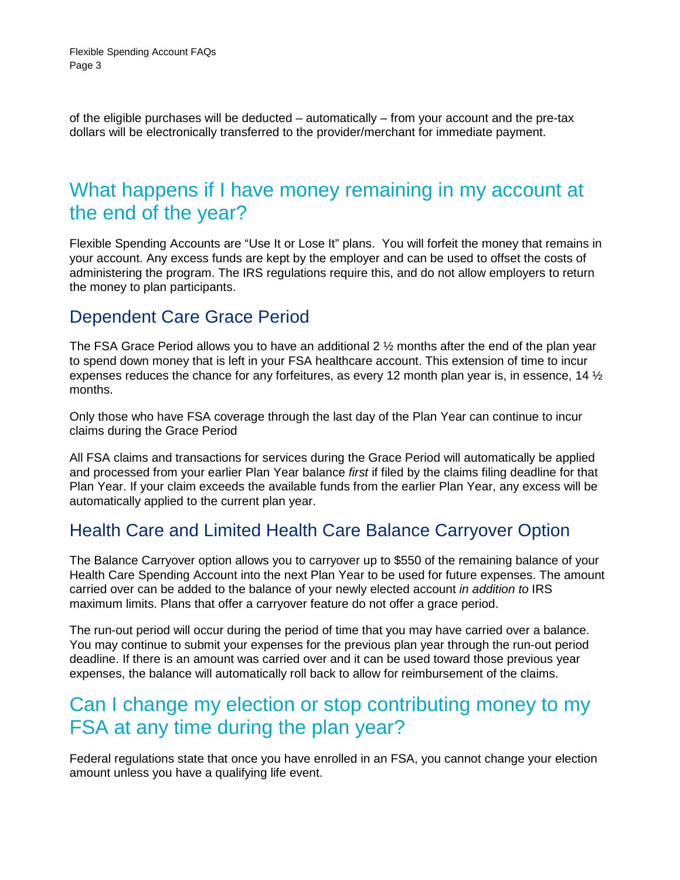of the eligible purchases will be deducted – automatically – from your account and the pre-tax dollars will be electronically transferred to the provider/merchant for immediate payment.

# What happens if I have money remaining in my account at the end of the year?

Flexible Spending Accounts are "Use It or Lose It" plans. You will forfeit the money that remains in your account. Any excess funds are kept by the employer and can be used to offset the costs of administering the program. The IRS regulations require this, and do not allow employers to return the money to plan participants.

## Dependent Care Grace Period

The FSA Grace Period allows you to have an additional 2 ½ months after the end of the plan year to spend down money that is left in your FSA healthcare account. This extension of time to incur expenses reduces the chance for any forfeitures, as every 12 month plan year is, in essence, 14 ½ months.

Only those who have FSA coverage through the last day of the Plan Year can continue to incur claims during the Grace Period

All FSA claims and transactions for services during the Grace Period will automatically be applied and processed from your earlier Plan Year balance *first* if filed by the claims filing deadline for that Plan Year. If your claim exceeds the available funds from the earlier Plan Year, any excess will be automatically applied to the current plan year.

## Health Care and Limited Health Care Balance Carryover Option

The Balance Carryover option allows you to carryover up to $550 of the remaining balance of your Health Care Spending Account into the next Plan Year to be used for future expenses. The amount carried over can be added to the balance of your newly elected account *in addition to* IRS maximum limits. Plans that offer a carryover feature do not offer a grace period.

The run-out period will occur during the period of time that you may have carried over a balance. You may continue to submit your expenses for the previous plan year through the run-out period deadline. If there is an amount was carried over and it can be used toward those previous year expenses, the balance will automatically roll back to allow for reimbursement of the claims.

# Can I change my election or stop contributing money to my FSA at any time during the plan year?

Federal regulations state that once you have enrolled in an FSA, you cannot change your election amount unless you have a qualifying life event.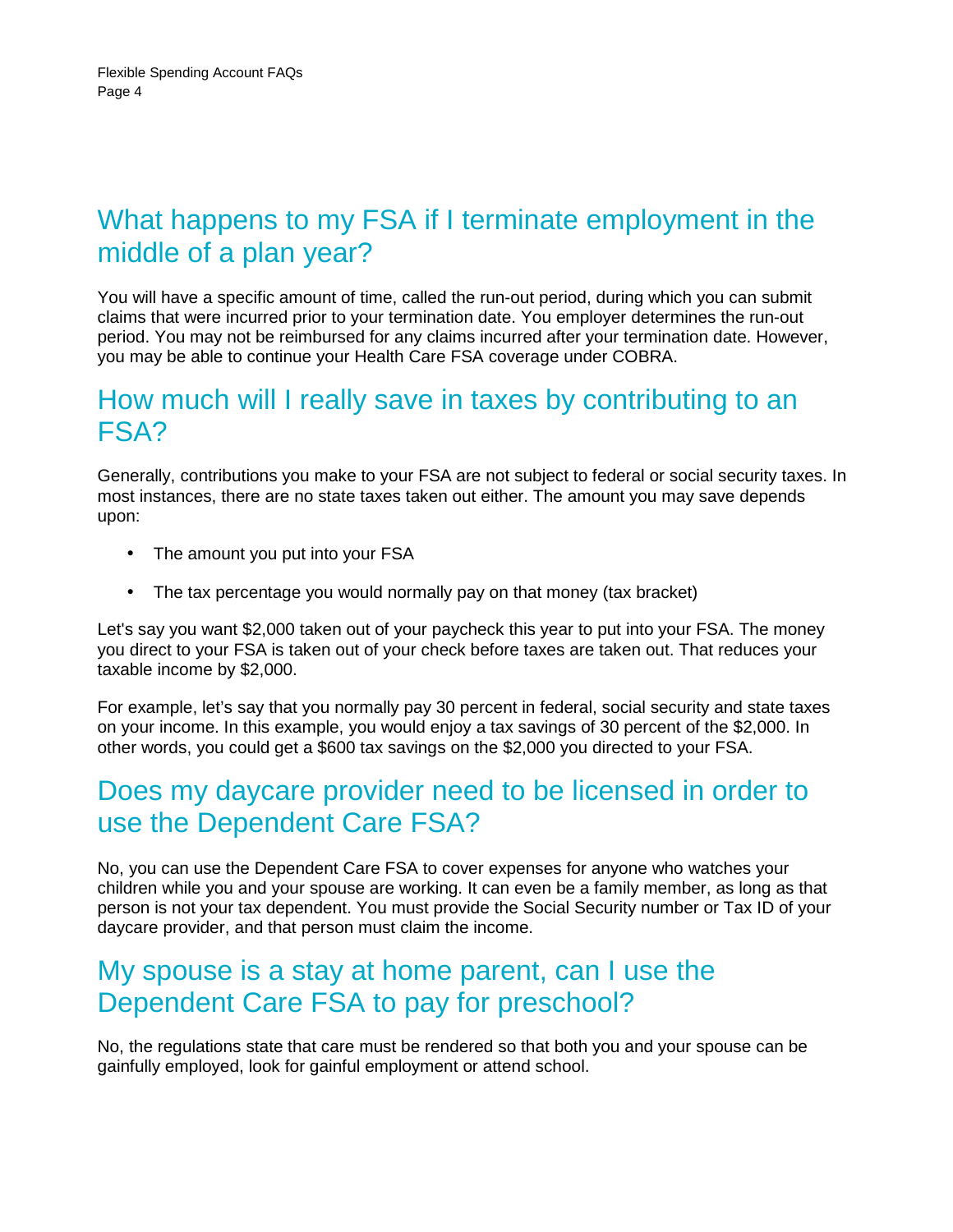## What happens to my FSA if I terminate employment in the middle of a plan year?

You will have a specific amount of time, called the run-out period, during which you can submit claims that were incurred prior to your termination date. You employer determines the run-out period. You may not be reimbursed for any claims incurred after your termination date. However, you may be able to continue your Health Care FSA coverage under COBRA.

## How much will I really save in taxes by contributing to an FSA?

Generally, contributions you make to your FSA are not subject to federal or social security taxes. In most instances, there are no state taxes taken out either. The amount you may save depends upon:

- The amount you put into your FSA
- The tax percentage you would normally pay on that money (tax bracket)

Let's say you want $2,000 taken out of your paycheck this year to put into your FSA. The money you direct to your FSA is taken out of your check before taxes are taken out. That reduces your taxable income by $2,000.

For example, let's say that you normally pay 30 percent in federal, social security and state taxes on your income. In this example, you would enjoy a tax savings of 30 percent of the $2,000. In other words, you could get a $600 tax savings on the $2,000 you directed to your FSA.

## Does my daycare provider need to be licensed in order to use the Dependent Care FSA?

No, you can use the Dependent Care FSA to cover expenses for anyone who watches your children while you and your spouse are working. It can even be a family member, as long as that person is not your tax dependent. You must provide the Social Security number or Tax ID of your daycare provider, and that person must claim the income.

## My spouse is a stay at home parent, can I use the Dependent Care FSA to pay for preschool?

No, the regulations state that care must be rendered so that both you and your spouse can be gainfully employed, look for gainful employment or attend school.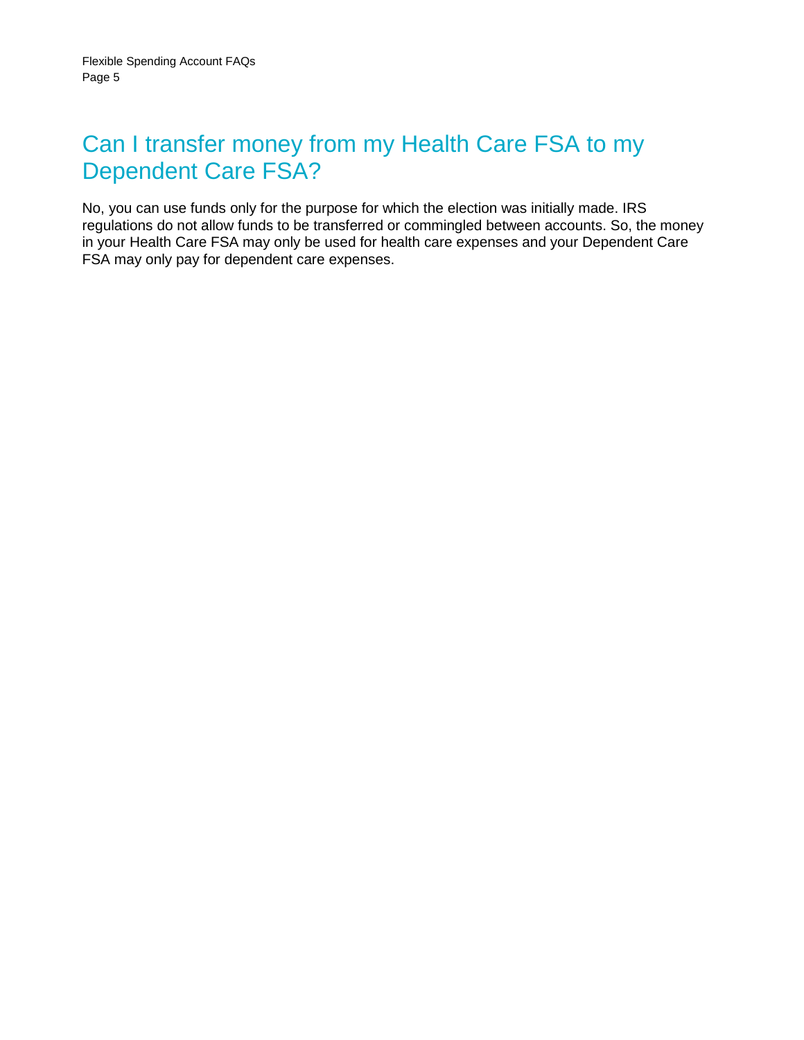## Can I transfer money from my Health Care FSA to my Dependent Care FSA?

No, you can use funds only for the purpose for which the election was initially made. IRS regulations do not allow funds to be transferred or commingled between accounts. So, the money in your Health Care FSA may only be used for health care expenses and your Dependent Care FSA may only pay for dependent care expenses.